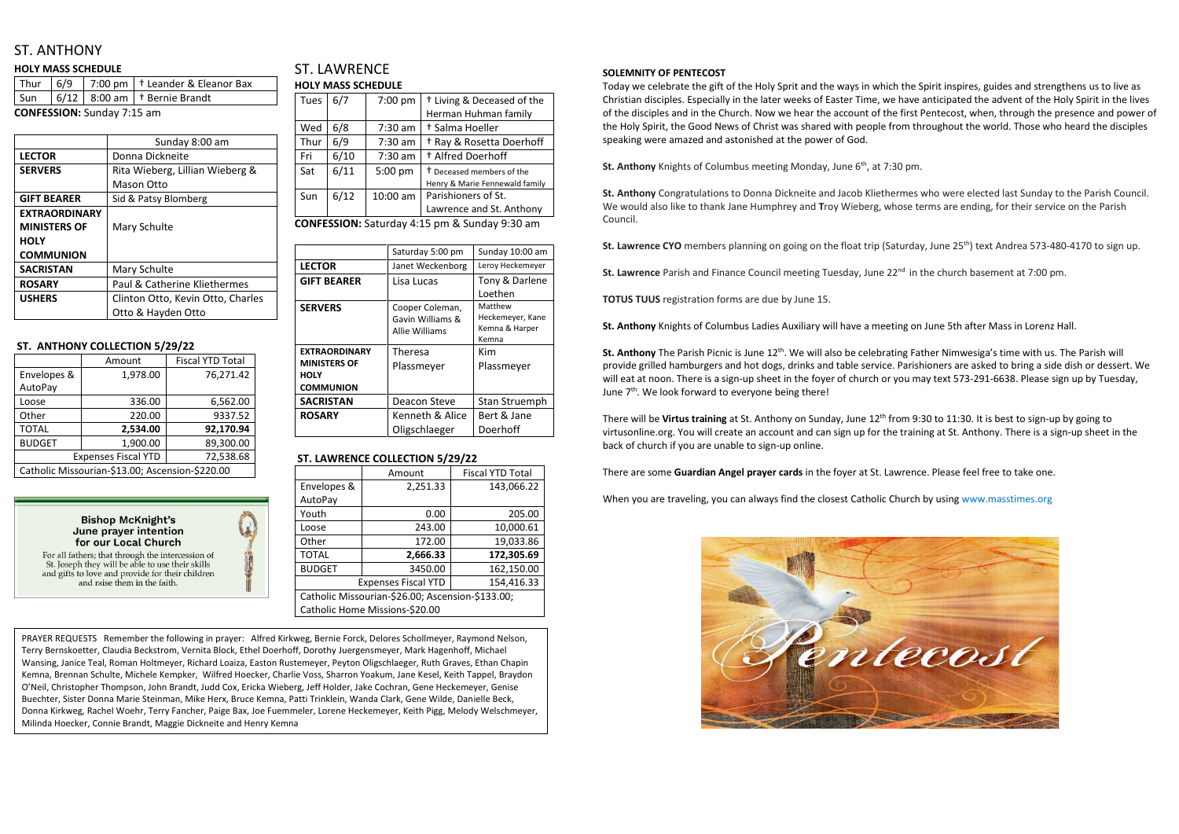# ST. ANTHONY

## HOLY MASS SCHEDULE

| Thur | 6/9 | 7:00 pm | † Leander & Eleanor Bax |
|---|---|---|---|
| Sun | 6/12 | 8:00 am | † Bernie Brandt |

**CONFESSION:** Sunday 7:15 am

| | Sunday 8:00 am |
|---|---|
| **LECTOR** | Donna Dickneite |
| **SERVERS** | Rita Wieberg, Lillian Wieberg & Mason Otto |
| **GIFT BEARER** | Sid & Patsy Blomberg |
| **EXTRAORDINARY MINISTERS OF HOLY COMMUNION** | Mary Schulte |
| **SACRISTAN** | Mary Schulte |
| **ROSARY** | Paul & Catherine Kliethermes |
| **USHERS** | Clinton Otto, Kevin Otto, Charles Otto & Hayden Otto |

## ST. ANTHONY COLLECTION 5/29/22

| | Amount | Fiscal YTD Total |
|---|---|---|
| Envelopes & AutoPay | 1,978.00 | 76,271.42 |
| Loose | 336.00 | 6,562.00 |
| Other | 220.00 | 9337.52 |
| TOTAL | **2,534.00** | **92,170.94** |
| BUDGET | 1,900.00 | 89,300.00 |
| Expenses Fiscal YTD | | 72,538.68 |
| Catholic Missourian-$13.00; Ascension-$220.00 | | |

**Bishop McKnight's June prayer intention for our Local Church**

For all fathers; that through the intercession of St. Joseph they will be able to use their skills and gifts to love and provide for their children and raise them in the faith.

# ST. LAWRENCE

## HOLY MASS SCHEDULE

| Tues | 6/7 | 7:00 pm | † Living & Deceased of the Herman Huhman family |
|---|---|---|---|
| Wed | 6/8 | 7:30 am | † Salma Hoeller |
| Thur | 6/9 | 7:30 am | † Ray & Rosetta Doerhoff |
| Fri | 6/10 | 7:30 am | † Alfred Doerhoff |
| Sat | 6/11 | 5:00 pm | † Deceased members of the Henry & Marie Fennewald family |
| Sun | 6/12 | 10:00 am | Parishioners of St. Lawrence and St. Anthony |

**CONFESSION:** Saturday 4:15 pm & Sunday 9:30 am

| | Saturday 5:00 pm | Sunday 10:00 am |
|---|---|---|
| **LECTOR** | Janet Weckenborg | Leroy Heckemeyer |
| **GIFT BEARER** | Lisa Lucas | Tony & Darlene Loethen |
| **SERVERS** | Cooper Coleman, Gavin Williams & Allie Williams | Matthew Heckemeyer, Kane Kemna & Harper Kemna |
| **EXTRAORDINARY MINISTERS OF HOLY COMMUNION** | Theresa Plassmeyer | Kim Plassmeyer |
| **SACRISTAN** | Deacon Steve | Stan Struemph |
| **ROSARY** | Kenneth & Alice Oligschlaeger | Bert & Jane Doerhoff |

## ST. LAWRENCE COLLECTION 5/29/22

| | Amount | Fiscal YTD Total |
|---|---|---|
| Envelopes & AutoPay | 2,251.33 | 143,066.22 |
| Youth | 0.00 | 205.00 |
| Loose | 243.00 | 10,000.61 |
| Other | 172.00 | 19,033.86 |
| TOTAL | **2,666.33** | **172,305.69** |
| BUDGET | 3450.00 | 162,150.00 |
| Expenses Fiscal YTD | | 154,416.33 |
| Catholic Missourian-$26.00; Ascension-$133.00; Catholic Home Missions-$20.00 | | |

PRAYER REQUESTS Remember the following in prayer: Alfred Kirkweg, Bernie Forck, Delores Schollmeyer, Raymond Nelson, Terry Bernskoetter, Claudia Beckstrom, Vernita Block, Ethel Doerhoff, Dorothy Juergensmeyer, Mark Hagenhoff, Michael Wansing, Janice Teal, Roman Holtmeyer, Richard Loaiza, Easton Rustemeyer, Peyton Oligschlaeger, Ruth Graves, Ethan Chapin Kemna, Brennan Schulte, Michele Kempker, Wilfred Hoecker, Charlie Voss, Sharron Yoakum, Jane Kesel, Keith Tappel, Braydon O'Neil, Christopher Thompson, John Brandt, Judd Cox, Ericka Wieberg, Jeff Holder, Jake Cochran, Gene Heckemeyer, Genise Buechter, Sister Donna Marie Steinman, Mike Herx, Bruce Kemna, Patti Trinklein, Wanda Clark, Gene Wilde, Danielle Beck, Donna Kirkweg, Rachel Woehr, Terry Fancher, Paige Bax, Joe Fuemmeler, Lorene Heckemeyer, Keith Pigg, Melody Welschmeyer, Milinda Hoecker, Connie Brandt, Maggie Dickneite and Henry Kemna

**SOLEMNITY OF PENTECOST**

Today we celebrate the gift of the Holy Sprit and the ways in which the Spirit inspires, guides and strengthens us to live as Christian disciples. Especially in the later weeks of Easter Time, we have anticipated the advent of the Holy Spirit in the lives of the disciples and in the Church. Now we hear the account of the first Pentecost, when, through the presence and power of the Holy Spirit, the Good News of Christ was shared with people from throughout the world. Those who heard the disciples speaking were amazed and astonished at the power of God.

**St. Anthony** Knights of Columbus meeting Monday, June 6th, at 7:30 pm.

**St. Anthony** Congratulations to Donna Dickneite and Jacob Kliethermes who were elected last Sunday to the Parish Council. We would also like to thank Jane Humphrey and **T**roy Wieberg, whose terms are ending, for their service on the Parish Council.

**St. Lawrence CYO** members planning on going on the float trip (Saturday, June 25th) text Andrea 573-480-4170 to sign up.

**St. Lawrence** Parish and Finance Council meeting Tuesday, June 22nd in the church basement at 7:00 pm.

**TOTUS TUUS** registration forms are due by June 15.

**St. Anthony** Knights of Columbus Ladies Auxiliary will have a meeting on June 5th after Mass in Lorenz Hall.

**St. Anthony** The Parish Picnic is June 12th. We will also be celebrating Father Nimwesiga's time with us. The Parish will provide grilled hamburgers and hot dogs, drinks and table service. Parishioners are asked to bring a side dish or dessert. We will eat at noon. There is a sign-up sheet in the foyer of church or you may text 573-291-6638. Please sign up by Tuesday, June 7th. We look forward to everyone being there!

There will be **Virtus training** at St. Anthony on Sunday, June 12th from 9:30 to 11:30. It is best to sign-up by going to virtusonline.org. You will create an account and can sign up for the training at St. Anthony. There is a sign-up sheet in the back of church if you are unable to sign-up online.

There are some **Guardian Angel prayer cards** in the foyer at St. Lawrence. Please feel free to take one.

When you are traveling, you can always find the closest Catholic Church by using www.masstimes.org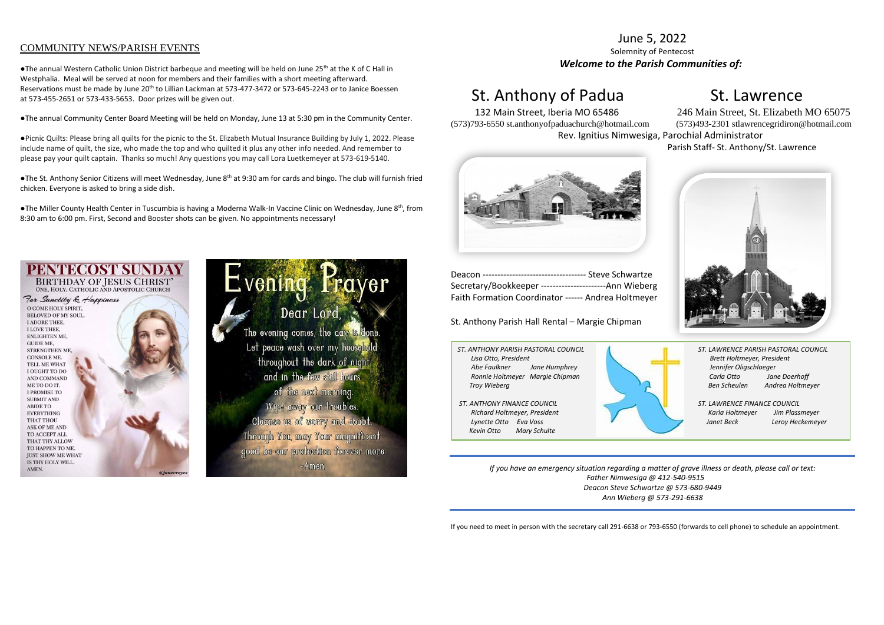## COMMUNITY NEWS/PARISH EVENTS

●The annual Western Catholic Union District barbeque and meeting will be held on June 25th at the K of C Hall in Westphalia. Meal will be served at noon for members and their families with a short meeting afterward. Reservations must be made by June 20th to Lillian Lackman at 573-477-3472 or 573-645-2243 or to Janice Boessen at 573-455-2651 or 573-433-5653. Door prizes will be given out.

●The annual Community Center Board Meeting will be held on Monday, June 13 at 5:30 pm in the Community Center.

●Picnic Quilts: Please bring all quilts for the picnic to the St. Elizabeth Mutual Insurance Building by July 1, 2022. Please include name of quilt, the size, who made the top and who quilted it plus any other info needed. And remember to please pay your quilt captain. Thanks so much! Any questions you may call Lora Luetkemeyer at 573-619-5140.

●The St. Anthony Senior Citizens will meet Wednesday, June 8th at 9:30 am for cards and bingo. The club will furnish fried chicken. Everyone is asked to bring a side dish.

●The Miller County Health Center in Tuscumbia is having a Moderna Walk-In Vaccine Clinic on Wednesday, June 8th, from 8:30 am to 6:00 pm. First, Second and Booster shots can be given. No appointments necessary!

**PENTECOST SUNDAY**
BIRTHDAY OF JESUS CHRIST'
ONE, HOLY, CATHOLIC AND APOSTOLIC CHURCH

*For Sanctity & Happiness*

O COME HOLY SPIRIT,
BELOVED OF MY SOUL.
I ADORE THEE,
I LOVE THEE,
ENLIGHTEN ME,
GUIDE ME,
STRENGTHEN ME,
CONSOLE ME.
TELL ME WHAT
I OUGHT TO DO
AND COMMAND
ME TO DO IT.
I PROMISE TO
SUBMIT AND
ABIDE TO
EVERYTHING
THAT THOU
ASK OF ME AND
TO ACCEPT ALL
THAT THY ALLOW
TO HAPPEN TO ME.
JUST SHOW ME WHAT
IS THY HOLY WILL.
AMEN.

**Evening Prayer**

Dear Lord,
The evening comes, the day is done.
Let peace wash over my household
throughout the dark of night
and in the few still hours
of the next morning.
Wipe away our troubles.
Cleanse us of worry and doubt.
Through You, may Your magnificent
good be our protection forever more.
~Amen

June 5, 2022
Solemnity of Pentecost
***Welcome to the Parish Communities of:***

# St. Anthony of Padua

132 Main Street, Iberia MO 65486
(573)793-6550 st.anthonyofpaduachurch@hotmail.com

# St. Lawrence

246 Main Street, St. Elizabeth MO 65075
(573)493-2301 stlawrencegridiron@hotmail.com

Rev. Ignitius Nimwesiga, Parochial Administrator

Parish Staff- St. Anthony/St. Lawrence

Deacon ---------------------------------- Steve Schwartze
Secretary/Bookkeeper ----------------------Ann Wieberg
Faith Formation Coordinator ------ Andrea Holtmeyer

St. Anthony Parish Hall Rental – Margie Chipman

*ST. ANTHONY PARISH PASTORAL COUNCIL*
*Lisa Otto, President*
*Abe Faulkner Jane Humphrey*
*Ronnie Holtmeyer Margie Chipman*
*Troy Wieberg*

*ST. ANTHONY FINANCE COUNCIL*
*Richard Holtmeyer, President*
*Lynette Otto Eva Voss*
*Kevin Otto Mary Schulte*

*ST. LAWRENCE PARISH PASTORAL COUNCIL*
*Brett Holtmeyer, President*
*Jennifer Oligschlaeger*
*Carla Otto Jane Doerhoff*
*Ben Scheulen Andrea Holtmeyer*

*ST. LAWRENCE FINANCE COUNCIL*
*Karla Holtmeyer Jim Plassmeyer*
*Janet Beck Leroy Heckemeyer*

*If you have an emergency situation regarding a matter of grave illness or death, please call or text:*
*Father Nimwesiga @ 412-540-9515*
*Deacon Steve Schwartze @ 573-680-9449*
*Ann Wieberg @ 573-291-6638*

If you need to meet in person with the secretary call 291-6638 or 793-6550 (forwards to cell phone) to schedule an appointment.